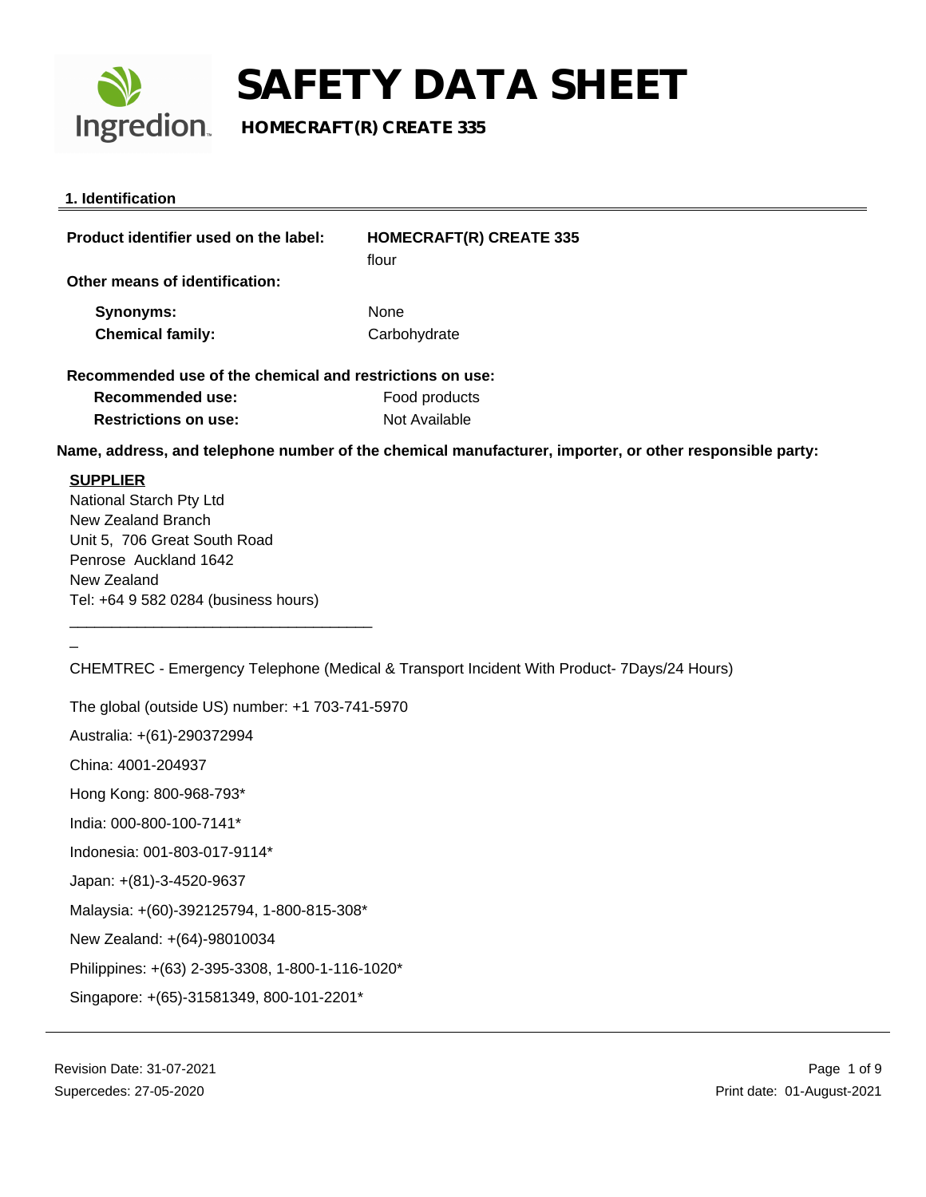# SAFETY DATA SHEET

## HOMECRAFT(R) CREATE 335

### 1. Identification

**Product identifier used on the label:** **HOMECRAFT(R) CREATE 335**
flour

**Other means of identification:**

**Synonyms:** None
**Chemical family:** Carbohydrate

**Recommended use of the chemical and restrictions on use:**

**Recommended use:** Food products
**Restrictions on use:** Not Available

**Name, address, and telephone number of the chemical manufacturer, importer, or other responsible party:**

**SUPPLIER**
National Starch Pty Ltd
New Zealand Branch
Unit 5, 706 Great South Road
Penrose Auckland 1642
New Zealand
Tel: +64 9 582 0284 (business hours)

CHEMTREC - Emergency Telephone (Medical & Transport Incident With Product- 7Days/24 Hours)

The global (outside US) number: +1 703-741-5970

Australia: +(61)-290372994

China: 4001-204937

Hong Kong: 800-968-793*

India: 000-800-100-7141*

Indonesia: 001-803-017-9114*

Japan: +(81)-3-4520-9637

Malaysia: +(60)-392125794, 1-800-815-308*

New Zealand: +(64)-98010034

Philippines: +(63) 2-395-3308, 1-800-1-116-1020*

Singapore: +(65)-31581349, 800-101-2201*

Revision Date: 31-07-2021
Supercedes: 27-05-2020
Print date: 01-August-2021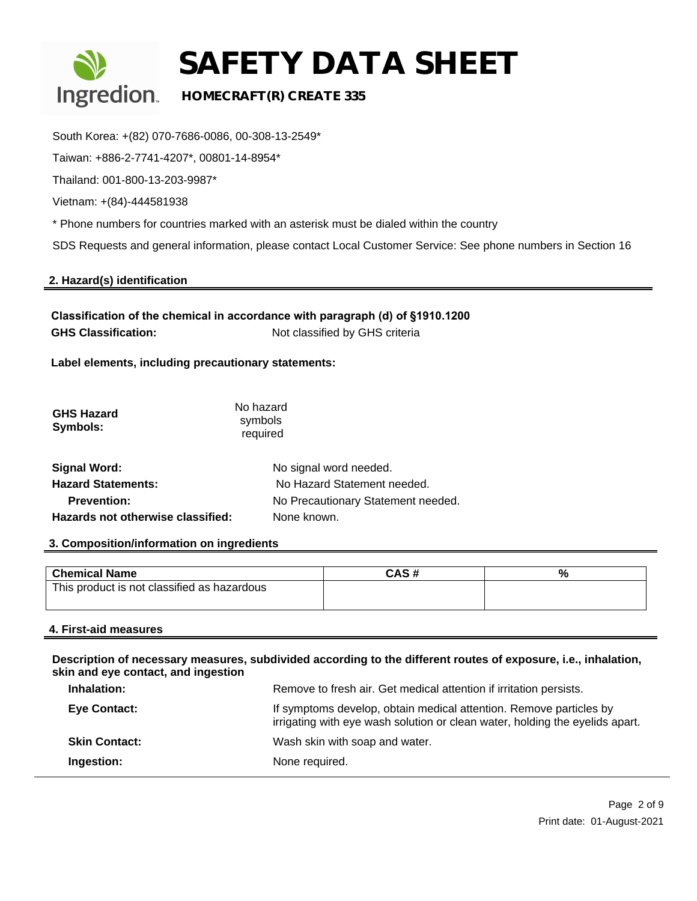South Korea: +(82) 070-7686-0086, 00-308-13-2549*

Taiwan: +886-2-7741-4207*, 00801-14-8954*

Thailand: 001-800-13-203-9987*

Vietnam: +(84)-444581938

* Phone numbers for countries marked with an asterisk must be dialed within the country

SDS Requests and general information, please contact Local Customer Service: See phone numbers in Section 16

## 2. Hazard(s) identification

**Classification of the chemical in accordance with paragraph (d) of §1910.1200**

**GHS Classification:** Not classified by GHS criteria

**Label elements, including precautionary statements:**

**GHS Hazard Symbols:** No hazard symbols required

**Signal Word:** No signal word needed.

**Hazard Statements:** No Hazard Statement needed.

**Prevention:** No Precautionary Statement needed.

**Hazards not otherwise classified:** None known.

## 3. Composition/information on ingredients

| Chemical Name | CAS # | % |
|---|---|---|
| This product is not classified as hazardous | | |

## 4. First-aid measures

**Description of necessary measures, subdivided according to the different routes of exposure, i.e., inhalation, skin and eye contact, and ingestion**

**Inhalation:** Remove to fresh air. Get medical attention if irritation persists.

**Eye Contact:** If symptoms develop, obtain medical attention. Remove particles by irrigating with eye wash solution or clean water, holding the eyelids apart.

**Skin Contact:** Wash skin with soap and water.

**Ingestion:** None required.

Print date: 01-August-2021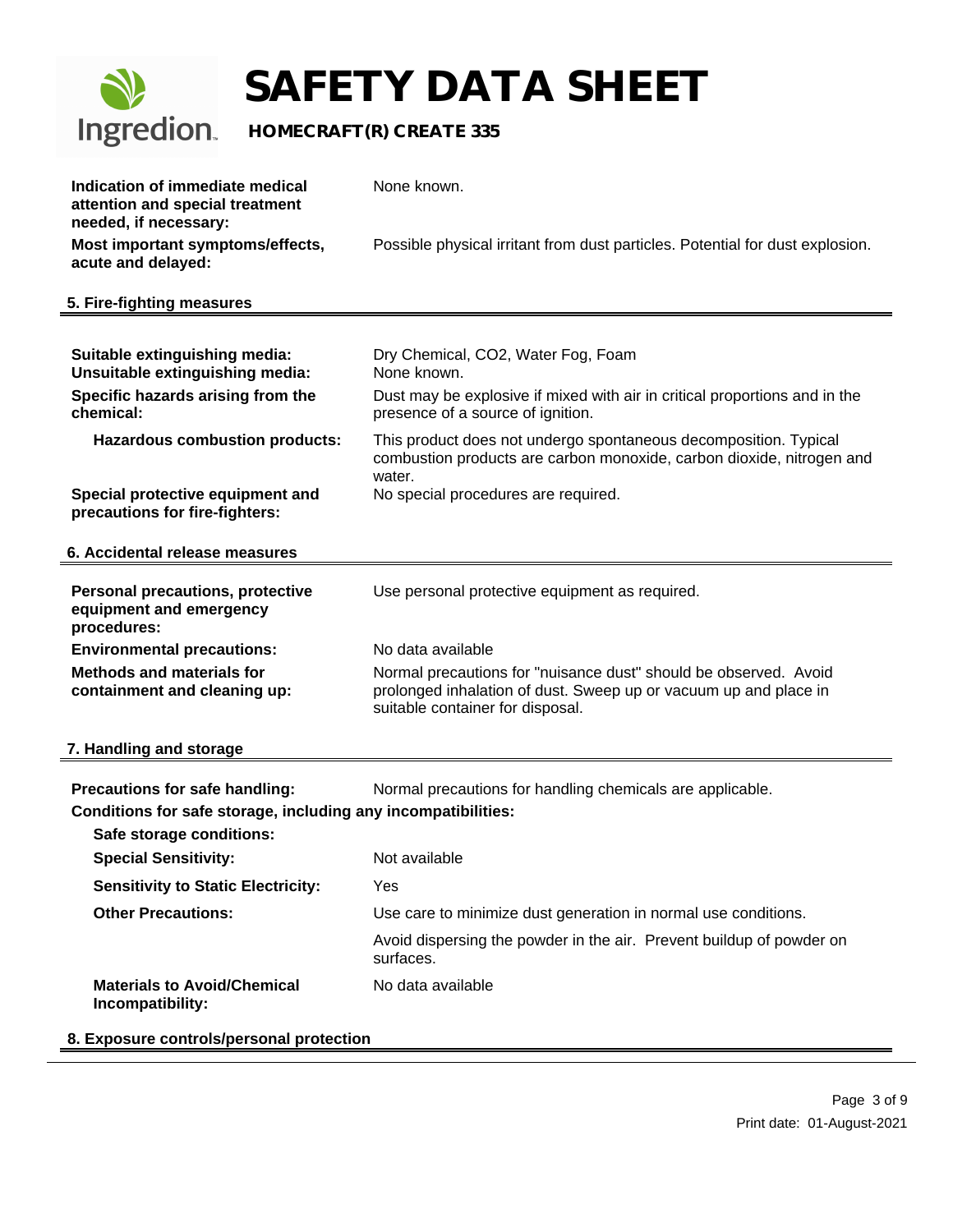| | |
|---|---|
| **Indication of immediate medical attention and special treatment needed, if necessary:** | None known. |
| **Most important symptoms/effects, acute and delayed:** | Possible physical irritant from dust particles. Potential for dust explosion. |

## 5. Fire-fighting measures

| | |
|---|---|
| **Suitable extinguishing media:** | Dry Chemical, $CO_2$, Water Fog, Foam |
| **Unsuitable extinguishing media:** | None known. |
| **Specific hazards arising from the chemical:** | Dust may be explosive if mixed with air in critical proportions and in the presence of a source of ignition. |
| **Hazardous combustion products:** | This product does not undergo spontaneous decomposition. Typical combustion products are carbon monoxide, carbon dioxide, nitrogen and water. |
| **Special protective equipment and precautions for fire-fighters:** | No special procedures are required. |

## 6. Accidental release measures

| | |
|---|---|
| **Personal precautions, protective equipment and emergency procedures:** | Use personal protective equipment as required. |
| **Environmental precautions:** | No data available |
| **Methods and materials for containment and cleaning up:** | Normal precautions for "nuisance dust" should be observed. Avoid prolonged inhalation of dust. Sweep up or vacuum up and place in suitable container for disposal. |

## 7. Handling and storage

| | |
|---|---|
| **Precautions for safe handling:** | Normal precautions for handling chemicals are applicable. |

**Conditions for safe storage, including any incompatibilities:**

| | |
|---|---|
| **Safe storage conditions:** | |
| **Special Sensitivity:** | Not available |
| **Sensitivity to Static Electricity:** | Yes |
| **Other Precautions:** | Use care to minimize dust generation in normal use conditions. |
| | Avoid dispersing the powder in the air. Prevent buildup of powder on surfaces. |
| **Materials to Avoid/Chemical Incompatibility:** | No data available |

## 8. Exposure controls/personal protection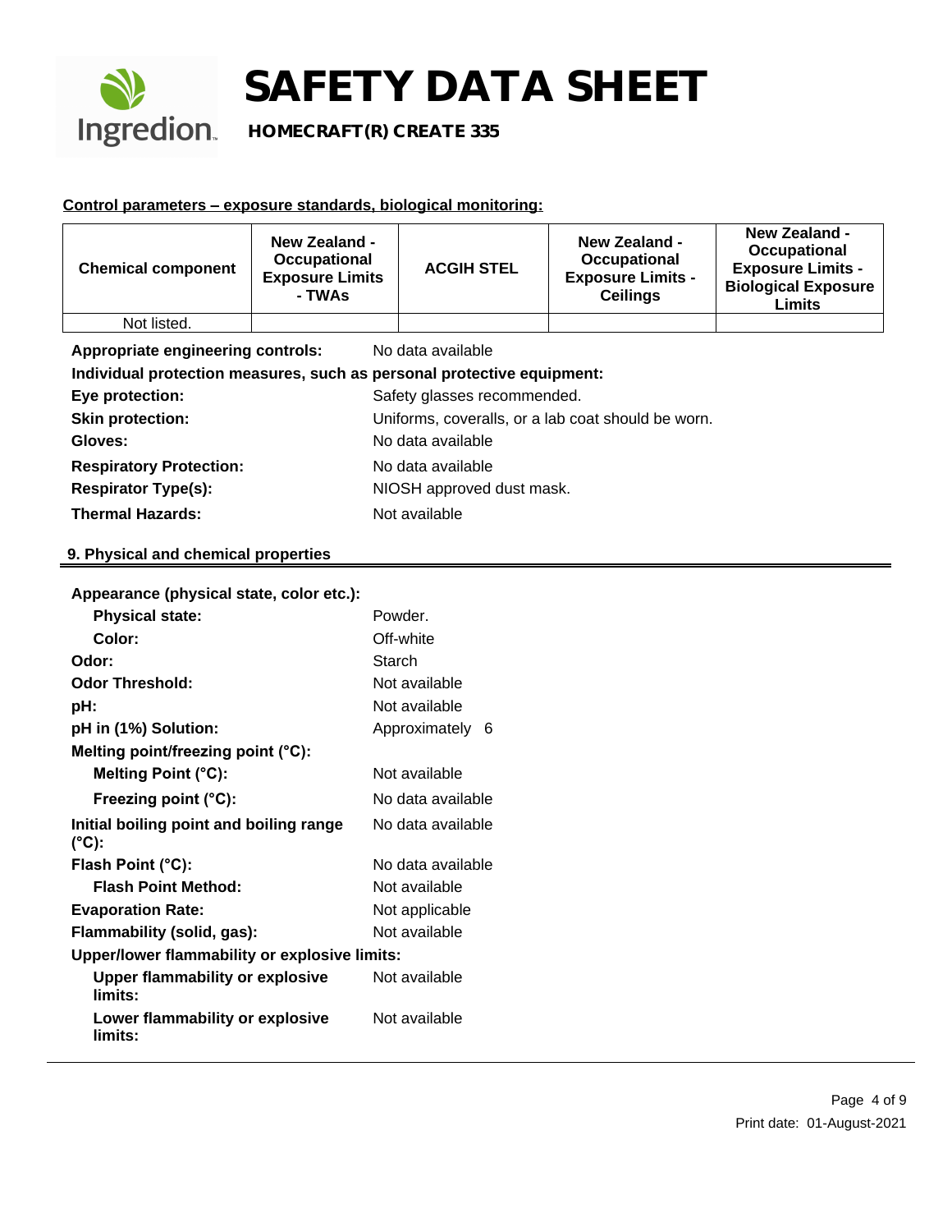**Control parameters – exposure standards, biological monitoring:**

| Chemical component | New Zealand - Occupational Exposure Limits - TWAs | ACGIH STEL | New Zealand - Occupational Exposure Limits - Ceilings | New Zealand - Occupational Exposure Limits - Biological Exposure Limits |
|---|---|---|---|---|
| Not listed. | | | | |

**Appropriate engineering controls:** No data available

**Individual protection measures, such as personal protective equipment:**

**Eye protection:** Safety glasses recommended.

**Skin protection:** Uniforms, coveralls, or a lab coat should be worn.

**Gloves:** No data available

**Respiratory Protection:** No data available

**Respirator Type(s):** NIOSH approved dust mask.

**Thermal Hazards:** Not available

## 9. Physical and chemical properties

**Appearance (physical state, color etc.):**

- **Physical state:** Powder.
- **Color:** Off-white

**Odor:** Starch

**Odor Threshold:** Not available

**pH:** Not available

**pH in (1%) Solution:** Approximately 6

**Melting point/freezing point (°C):**

- **Melting Point (°C):** Not available
- **Freezing point (°C):** No data available

**Initial boiling point and boiling range (°C):** No data available

**Flash Point (°C):** No data available

- **Flash Point Method:** Not available

**Evaporation Rate:** Not applicable

**Flammability (solid, gas):** Not available

**Upper/lower flammability or explosive limits:**

- **Upper flammability or explosive limits:** Not available
- **Lower flammability or explosive limits:** Not available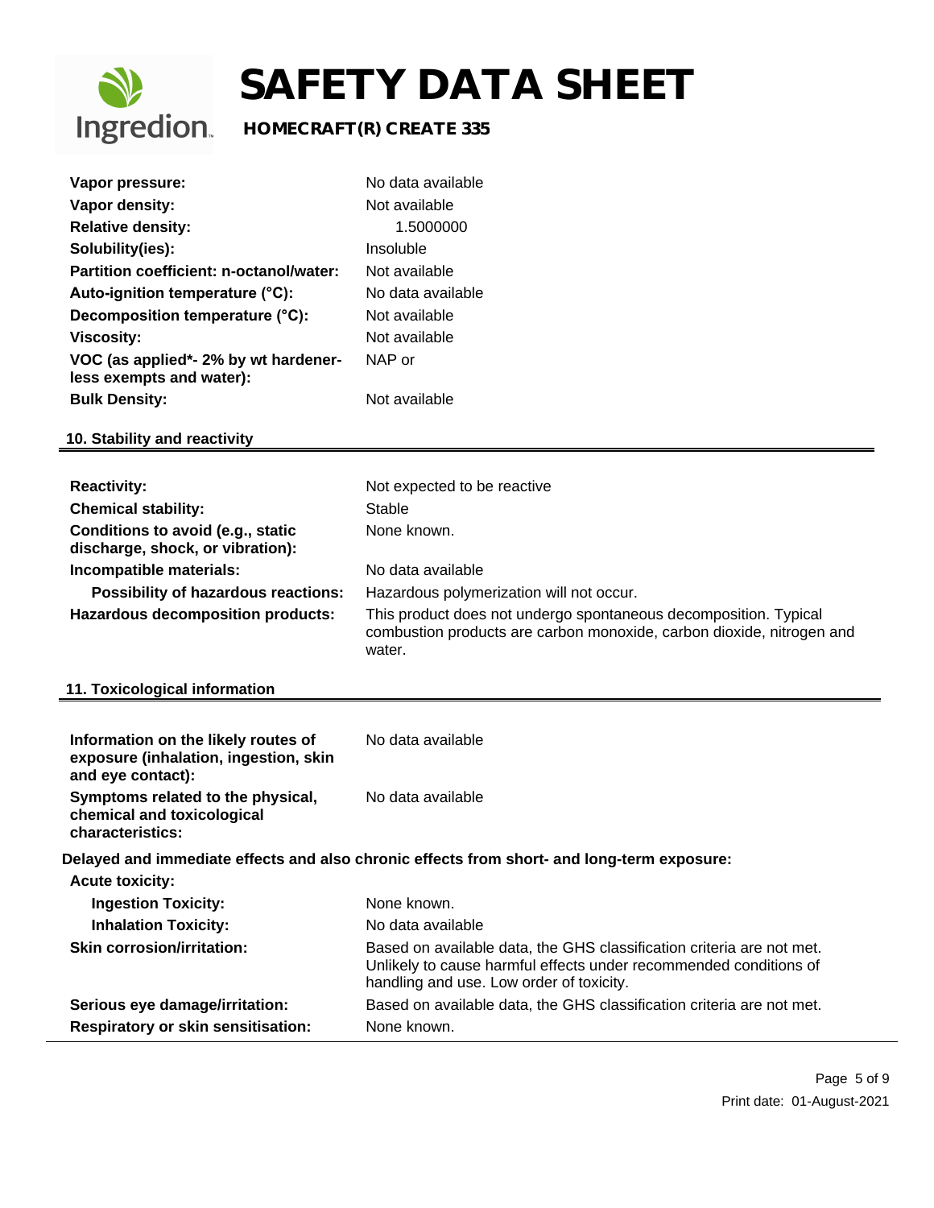| | |
|---|---|
| **Vapor pressure:** | No data available |
| **Vapor density:** | Not available |
| **Relative density:** | 1.5000000 |
| **Solubility(ies):** | Insoluble |
| **Partition coefficient: n-octanol/water:** | Not available |
| **Auto-ignition temperature (°C):** | No data available |
| **Decomposition temperature (°C):** | Not available |
| **Viscosity:** | Not available |
| **VOC (as applied*- 2% by wt hardener-less exempts and water):** | NAP or |
| **Bulk Density:** | Not available |

## 10. Stability and reactivity

| | |
|---|---|
| **Reactivity:** | Not expected to be reactive |
| **Chemical stability:** | Stable |
| **Conditions to avoid (e.g., static discharge, shock, or vibration):** | None known. |
| **Incompatible materials:** | No data available |
| **Possibility of hazardous reactions:** | Hazardous polymerization will not occur. |
| **Hazardous decomposition products:** | This product does not undergo spontaneous decomposition. Typical combustion products are carbon monoxide, carbon dioxide, nitrogen and water. |

## 11. Toxicological information

| | |
|---|---|
| **Information on the likely routes of exposure (inhalation, ingestion, skin and eye contact):** | No data available |
| **Symptoms related to the physical, chemical and toxicological characteristics:** | No data available |

**Delayed and immediate effects and also chronic effects from short- and long-term exposure:**

| | |
|---|---|
| **Acute toxicity:** | |
| **Ingestion Toxicity:** | None known. |
| **Inhalation Toxicity:** | No data available |
| **Skin corrosion/irritation:** | Based on available data, the GHS classification criteria are not met. Unlikely to cause harmful effects under recommended conditions of handling and use. Low order of toxicity. |
| **Serious eye damage/irritation:** | Based on available data, the GHS classification criteria are not met. |
| **Respiratory or skin sensitisation:** | None known. |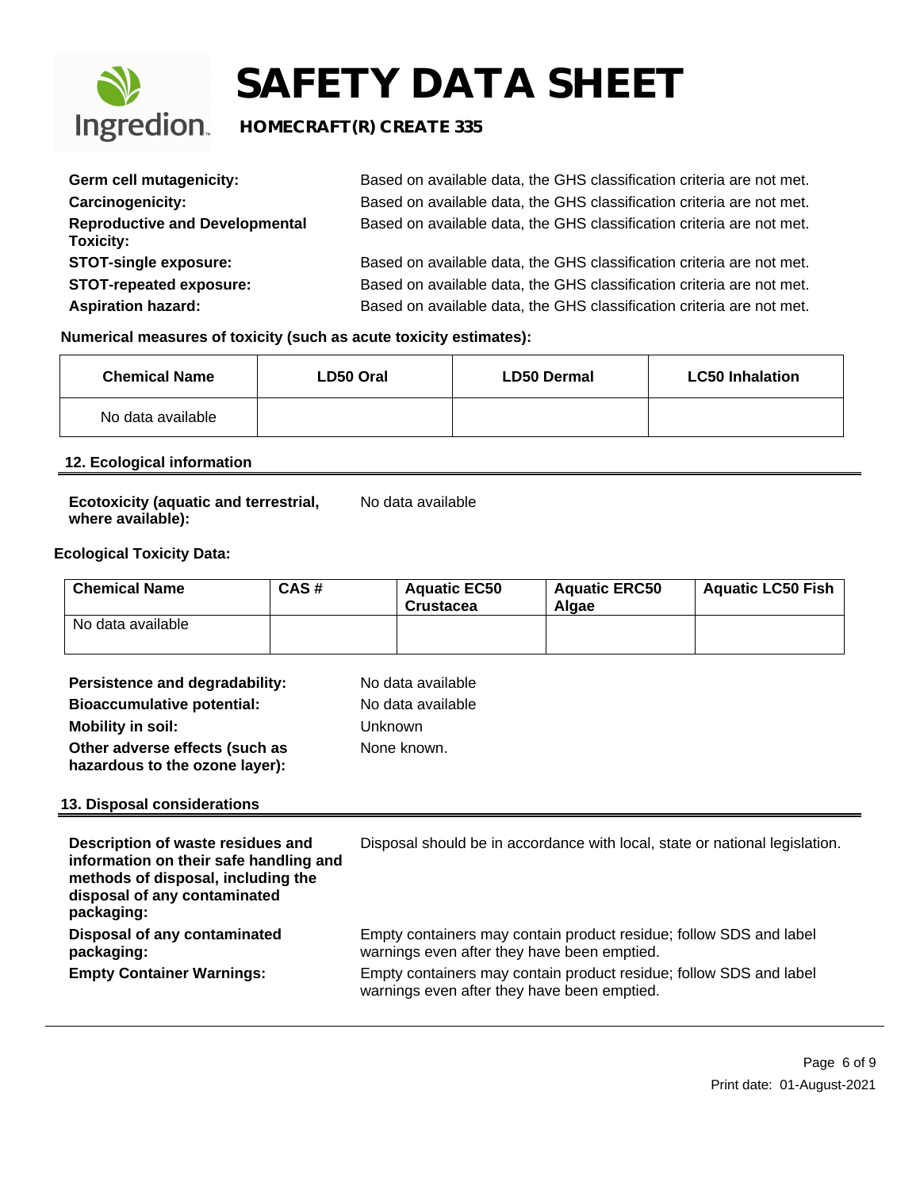| | |
|---|---|
| **Germ cell mutagenicity:** | Based on available data, the GHS classification criteria are not met. |
| **Carcinogenicity:** | Based on available data, the GHS classification criteria are not met. |
| **Reproductive and Developmental Toxicity:** | Based on available data, the GHS classification criteria are not met. |
| **STOT-single exposure:** | Based on available data, the GHS classification criteria are not met. |
| **STOT-repeated exposure:** | Based on available data, the GHS classification criteria are not met. |
| **Aspiration hazard:** | Based on available data, the GHS classification criteria are not met. |

**Numerical measures of toxicity (such as acute toxicity estimates):**

| Chemical Name | LD50 Oral | LD50 Dermal | LC50 Inhalation |
|---|---|---|---|
| No data available | | | |

## 12. Ecological information

| | |
|---|---|
| **Ecotoxicity (aquatic and terrestrial, where available):** | No data available |

**Ecological Toxicity Data:**

| Chemical Name | CAS # | Aquatic EC50 Crustacea | Aquatic ERC50 Algae | Aquatic LC50 Fish |
|---|---|---|---|---|
| No data available | | | | |

| | |
|---|---|
| **Persistence and degradability:** | No data available |
| **Bioaccumulative potential:** | No data available |
| **Mobility in soil:** | Unknown |
| **Other adverse effects (such as hazardous to the ozone layer):** | None known. |

## 13. Disposal considerations

| | |
|---|---|
| **Description of waste residues and information on their safe handling and methods of disposal, including the disposal of any contaminated packaging:** | Disposal should be in accordance with local, state or national legislation. |
| **Disposal of any contaminated packaging:** | Empty containers may contain product residue; follow SDS and label warnings even after they have been emptied. |
| **Empty Container Warnings:** | Empty containers may contain product residue; follow SDS and label warnings even after they have been emptied. |

Print date: 01-August-2021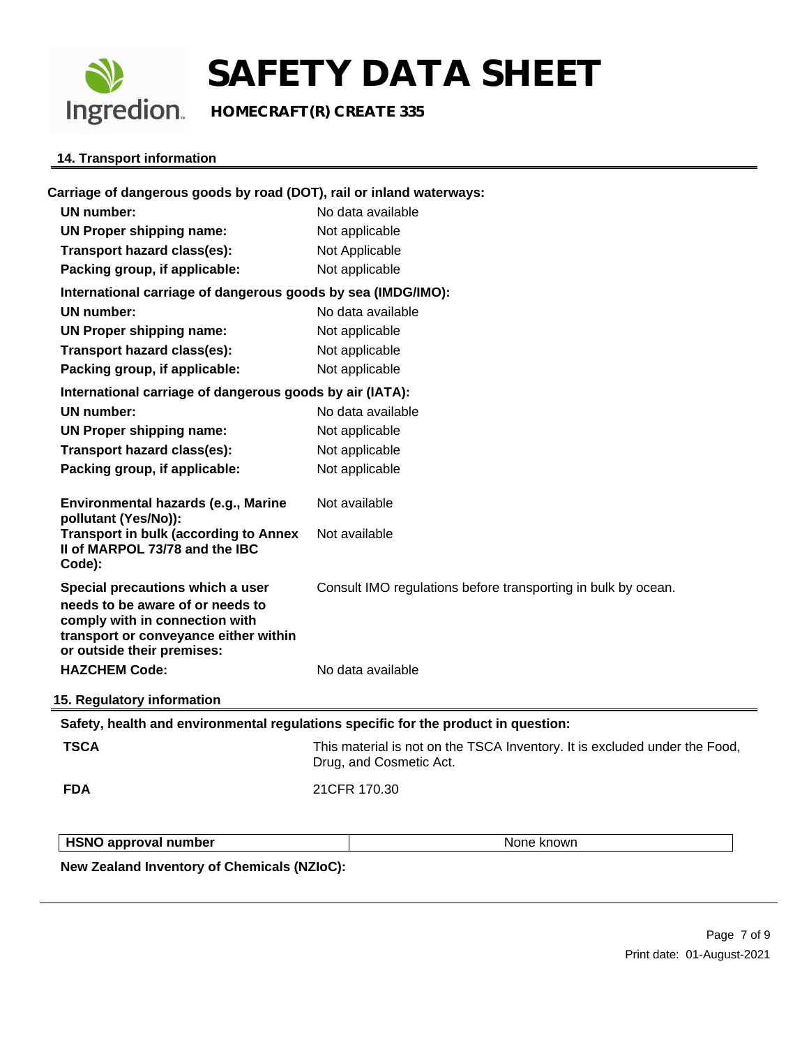## 14. Transport information

**Carriage of dangerous goods by road (DOT), rail or inland waterways:**

| | |
|---|---|
| **UN number:** | No data available |
| **UN Proper shipping name:** | Not applicable |
| **Transport hazard class(es):** | Not Applicable |
| **Packing group, if applicable:** | Not applicable |

**International carriage of dangerous goods by sea (IMDG/IMO):**

| | |
|---|---|
| **UN number:** | No data available |
| **UN Proper shipping name:** | Not applicable |
| **Transport hazard class(es):** | Not applicable |
| **Packing group, if applicable:** | Not applicable |

**International carriage of dangerous goods by air (IATA):**

| | |
|---|---|
| **UN number:** | No data available |
| **UN Proper shipping name:** | Not applicable |
| **Transport hazard class(es):** | Not applicable |
| **Packing group, if applicable:** | Not applicable |

| | |
|---|---|
| **Environmental hazards (e.g., Marine pollutant (Yes/No)):** | Not available |
| **Transport in bulk (according to Annex II of MARPOL 73/78 and the IBC Code):** | Not available |
| **Special precautions which a user needs to be aware of or needs to comply with in connection with transport or conveyance either within or outside their premises:** | Consult IMO regulations before transporting in bulk by ocean. |
| **HAZCHEM Code:** | No data available |

## 15. Regulatory information

**Safety, health and environmental regulations specific for the product in question:**

| | |
|---|---|
| **TSCA** | This material is not on the TSCA Inventory. It is excluded under the Food, Drug, and Cosmetic Act. |
| **FDA** | 21CFR 170.30 |

| **HSNO approval number** | None known |
|---|---|

**New Zealand Inventory of Chemicals (NZIoC):**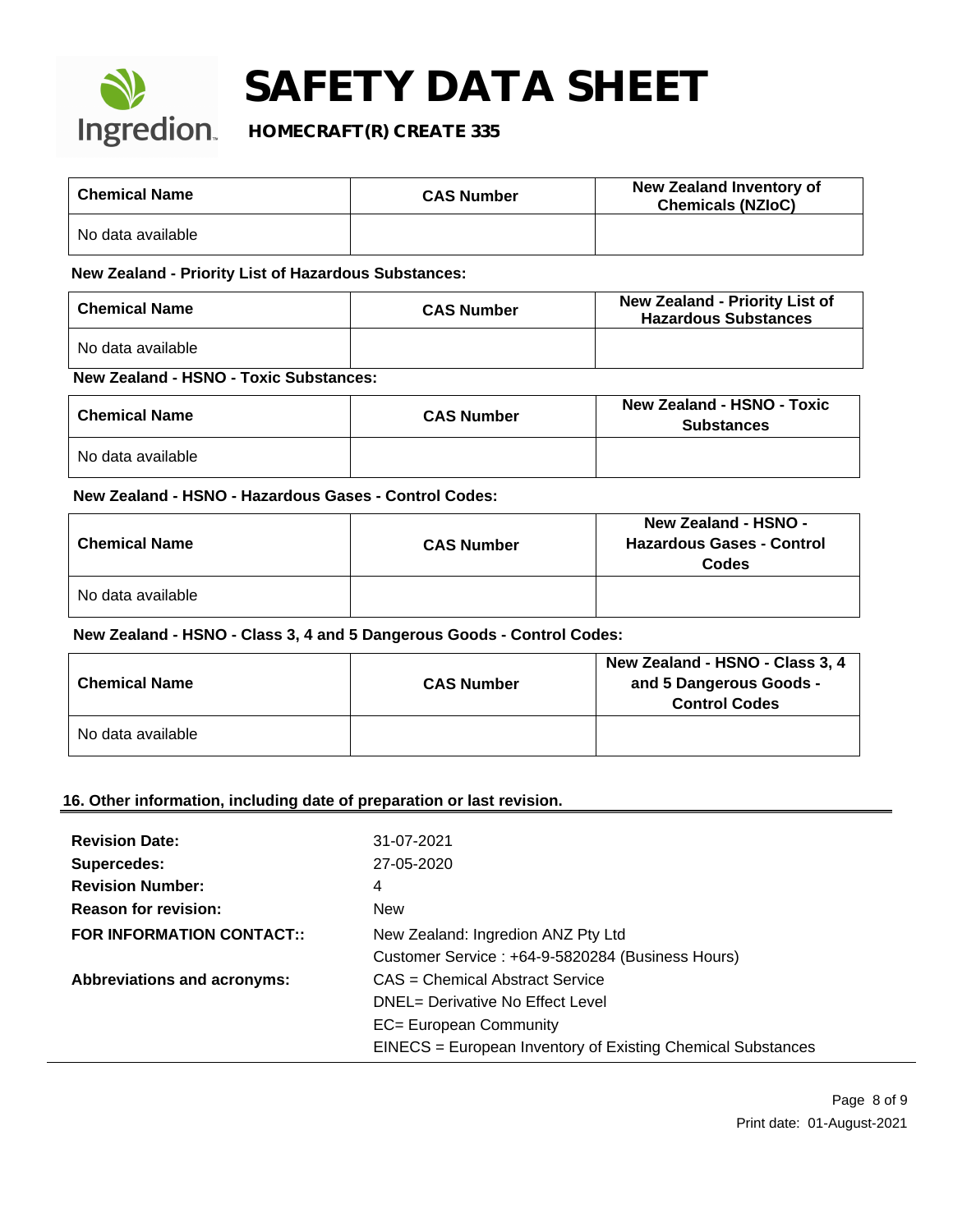| Chemical Name | CAS Number | New Zealand Inventory of Chemicals (NZIoC) |
| --- | --- | --- |
| No data available | | |

**New Zealand - Priority List of Hazardous Substances:**

| Chemical Name | CAS Number | New Zealand - Priority List of Hazardous Substances |
| --- | --- | --- |
| No data available | | |

**New Zealand - HSNO - Toxic Substances:**

| Chemical Name | CAS Number | New Zealand - HSNO - Toxic Substances |
| --- | --- | --- |
| No data available | | |

**New Zealand - HSNO - Hazardous Gases - Control Codes:**

| Chemical Name | CAS Number | New Zealand - HSNO - Hazardous Gases - Control Codes |
| --- | --- | --- |
| No data available | | |

**New Zealand - HSNO - Class 3, 4 and 5 Dangerous Goods - Control Codes:**

| Chemical Name | CAS Number | New Zealand - HSNO - Class 3, 4 and 5 Dangerous Goods - Control Codes |
| --- | --- | --- |
| No data available | | |

## 16. Other information, including date of preparation or last revision.

**Revision Date:** 31-07-2021

**Supercedes:** 27-05-2020

**Revision Number:** 4

**Reason for revision:** New

**FOR INFORMATION CONTACT::** New Zealand: Ingredion ANZ Pty Ltd
Customer Service : +64-9-5820284 (Business Hours)

**Abbreviations and acronyms:**
CAS = Chemical Abstract Service
DNEL= Derivative No Effect Level
EC= European Community
EINECS = European Inventory of Existing Chemical Substances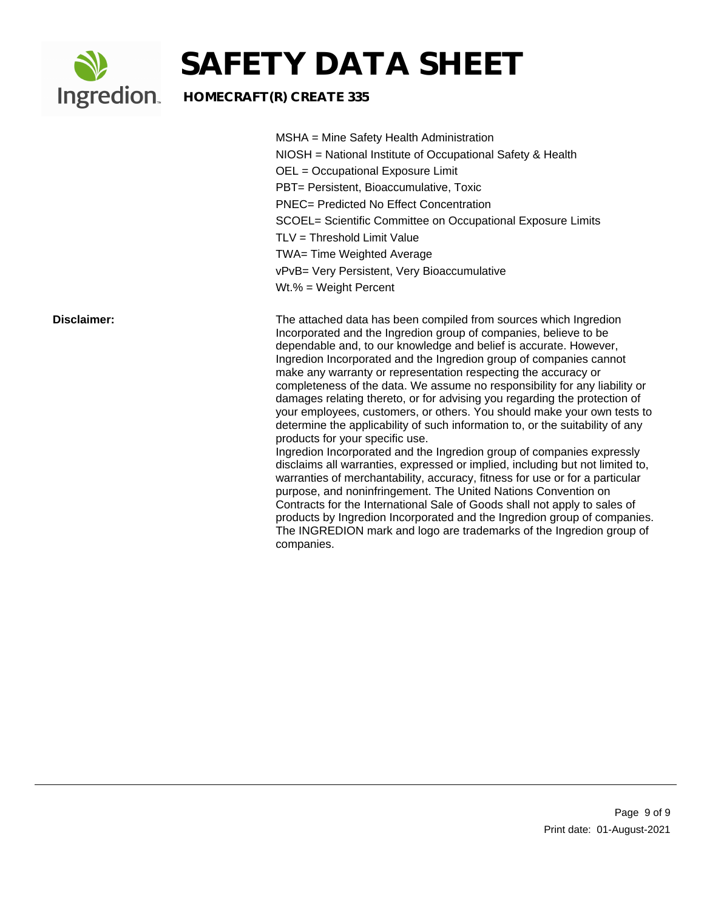MSHA = Mine Safety Health Administration

NIOSH = National Institute of Occupational Safety & Health

OEL = Occupational Exposure Limit

PBT= Persistent, Bioaccumulative, Toxic

PNEC= Predicted No Effect Concentration

SCOEL= Scientific Committee on Occupational Exposure Limits

TLV = Threshold Limit Value

TWA= Time Weighted Average

vPvB= Very Persistent, Very Bioaccumulative

Wt.% = Weight Percent

**Disclaimer:**

The attached data has been compiled from sources which Ingredion Incorporated and the Ingredion group of companies, believe to be dependable and, to our knowledge and belief is accurate. However, Ingredion Incorporated and the Ingredion group of companies cannot make any warranty or representation respecting the accuracy or completeness of the data. We assume no responsibility for any liability or damages relating thereto, or for advising you regarding the protection of your employees, customers, or others. You should make your own tests to determine the applicability of such information to, or the suitability of any products for your specific use.

Ingredion Incorporated and the Ingredion group of companies expressly disclaims all warranties, expressed or implied, including but not limited to, warranties of merchantability, accuracy, fitness for use or for a particular purpose, and noninfringement. The United Nations Convention on Contracts for the International Sale of Goods shall not apply to sales of products by Ingredion Incorporated and the Ingredion group of companies. The INGREDION mark and logo are trademarks of the Ingredion group of companies.

Print date: 01-August-2021